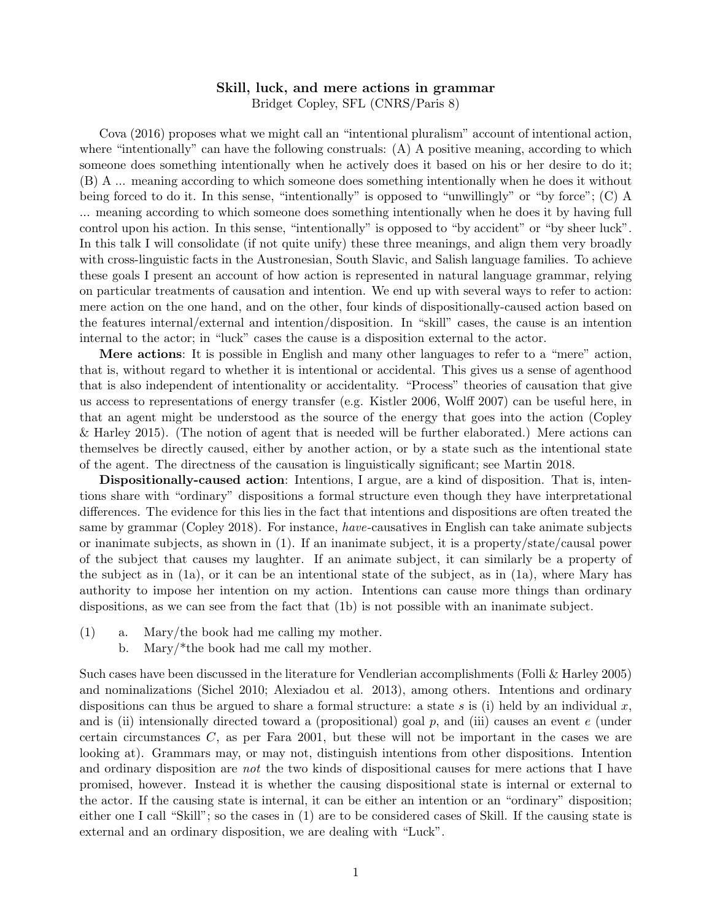# Skill, luck, and mere actions in grammar

Bridget Copley, SFL (CNRS/Paris 8)

Cova (2016) proposes what we might call an "intentional pluralism" account of intentional action, where "intentionally" can have the following construals: (A) A positive meaning, according to which someone does something intentionally when he actively does it based on his or her desire to do it; (B) A ... meaning according to which someone does something intentionally when he does it without being forced to do it. In this sense, "intentionally" is opposed to "unwillingly" or "by force"; (C) A ... meaning according to which someone does something intentionally when he does it by having full control upon his action. In this sense, "intentionally" is opposed to "by accident" or "by sheer luck". In this talk I will consolidate (if not quite unify) these three meanings, and align them very broadly with cross-linguistic facts in the Austronesian, South Slavic, and Salish language families. To achieve these goals I present an account of how action is represented in natural language grammar, relying on particular treatments of causation and intention. We end up with several ways to refer to action: mere action on the one hand, and on the other, four kinds of dispositionally-caused action based on the features internal/external and intention/disposition. In "skill" cases, the cause is an intention internal to the actor; in "luck" cases the cause is a disposition external to the actor.

**Mere actions**: It is possible in English and many other languages to refer to a "mere" action, that is, without regard to whether it is intentional or accidental. This gives us a sense of agenthood that is also independent of intentionality or accidentality. "Process" theories of causation that give us access to representations of energy transfer (e.g. Kistler 2006, Wolff 2007) can be useful here, in that an agent might be understood as the source of the energy that goes into the action (Copley & Harley 2015). (The notion of agent that is needed will be further elaborated.) Mere actions can themselves be directly caused, either by another action, or by a state such as the intentional state of the agent. The directness of the causation is linguistically significant; see Martin 2018.

**Dispositionally-caused action**: Intentions, I argue, are a kind of disposition. That is, intentions share with "ordinary" dispositions a formal structure even though they have interpretational differences. The evidence for this lies in the fact that intentions and dispositions are often treated the same by grammar (Copley 2018). For instance, *have*-causatives in English can take animate subjects or inanimate subjects, as shown in (1). If an inanimate subject, it is a property/state/causal power of the subject that causes my laughter. If an animate subject, it can similarly be a property of the subject as in (1a), or it can be an intentional state of the subject, as in (1a), where Mary has authority to impose her intention on my action. Intentions can cause more things than ordinary dispositions, as we can see from the fact that (1b) is not possible with an inanimate subject.

(1) a. Mary/the book had me calling my mother.
    b. Mary/*the book had me call my mother.

Such cases have been discussed in the literature for Vendlerian accomplishments (Folli & Harley 2005) and nominalizations (Sichel 2010; Alexiadou et al. 2013), among others. Intentions and ordinary dispositions can thus be argued to share a formal structure: a state $s$ is (i) held by an individual $x$, and is (ii) intensionally directed toward a (propositional) goal $p$, and (iii) causes an event $e$ (under certain circumstances $C$, as per Fara 2001, but these will not be important in the cases we are looking at). Grammars may, or may not, distinguish intentions from other dispositions. Intention and ordinary disposition are *not* the two kinds of dispositional causes for mere actions that I have promised, however. Instead it is whether the causing dispositional state is internal or external to the actor. If the causing state is internal, it can be either an intention or an "ordinary" disposition; either one I call "Skill"; so the cases in (1) are to be considered cases of Skill. If the causing state is external and an ordinary disposition, we are dealing with "Luck".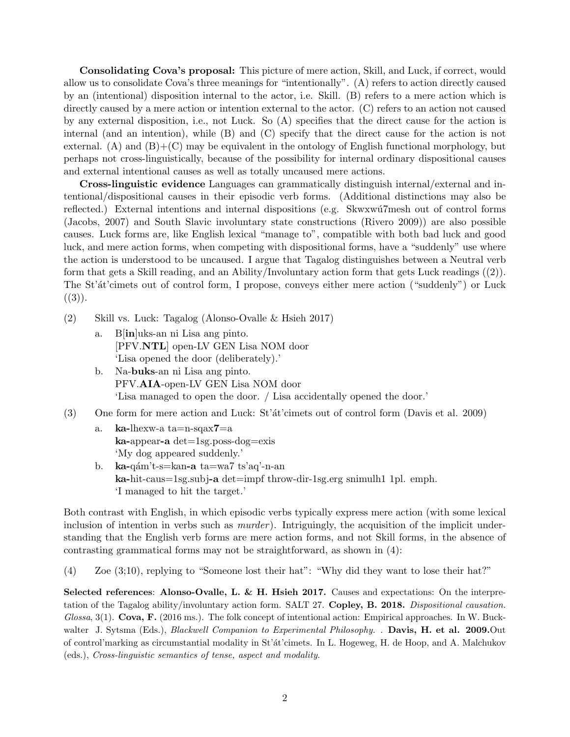**Consolidating Cova's proposal:** This picture of mere action, Skill, and Luck, if correct, would allow us to consolidate Cova's three meanings for "intentionally". (A) refers to action directly caused by an (intentional) disposition internal to the actor, i.e. Skill. (B) refers to a mere action which is directly caused by a mere action or intention external to the actor. (C) refers to an action not caused by any external disposition, i.e., not Luck. So (A) specifies that the direct cause for the action is internal (and an intention), while (B) and (C) specify that the direct cause for the action is not external. (A) and (B)+(C) may be equivalent in the ontology of English functional morphology, but perhaps not cross-linguistically, because of the possibility for internal ordinary dispositional causes and external intentional causes as well as totally uncaused mere actions.

**Cross-linguistic evidence** Languages can grammatically distinguish internal/external and intentional/dispositional causes in their episodic verb forms. (Additional distinctions may also be reflected.) External intentions and internal dispositions (e.g. Skwxwú7mesh out of control forms (Jacobs, 2007) and South Slavic involuntary state constructions (Rivero 2009)) are also possible causes. Luck forms are, like English lexical "manage to", compatible with both bad luck and good luck, and mere action forms, when competing with dispositional forms, have a "suddenly" use where the action is understood to be uncaused. I argue that Tagalog distinguishes between a Neutral verb form that gets a Skill reading, and an Ability/Involuntary action form that gets Luck readings ((2)). The St'át'cimets out of control form, I propose, conveys either mere action ("suddenly") or Luck ((3)).

(2) Skill vs. Luck: Tagalog (Alonso-Ovalle & Hsieh 2017)

a. B[**in**]uks-an ni Lisa ang pinto.
[PFV.**NTL**] open-LV GEN Lisa NOM door
'Lisa opened the door (deliberately).'

b. Na-**buks**-an ni Lisa ang pinto.
PFV.**AIA**-open-LV GEN Lisa NOM door
'Lisa managed to open the door. / Lisa accidentally opened the door.'

(3) One form for mere action and Luck: St'át'cimets out of control form (Davis et al. 2009)

a. **ka-**lhexw-a ta=n-sqax**7**=a
**ka-**appear**-a** det=1sg.poss-dog=exis
'My dog appeared suddenly.'

b. **ka-**qám't-s=kan**-a** ta=wa7 ts'aq'-n-an
**ka-**hit-caus=1sg.subj**-a** det=impf throw-dir-1sg.erg snimulh1 1pl. emph.
'I managed to hit the target.'

Both contrast with English, in which episodic verbs typically express mere action (with some lexical inclusion of intention in verbs such as *murder*). Intriguingly, the acquisition of the implicit understanding that the English verb forms are mere action forms, and not Skill forms, in the absence of contrasting grammatical forms may not be straightforward, as shown in (4):

(4) Zoe (3;10), replying to "Someone lost their hat": "Why did they want to lose their hat?"

**Selected references**: **Alonso-Ovalle, L. & H. Hsieh 2017.** Causes and expectations: On the interpretation of the Tagalog ability/involuntary action form. SALT 27. **Copley, B. 2018.** *Dispositional causation. Glossa*, 3(1). **Cova, F.** (2016 ms.). The folk concept of intentional action: Empirical approaches. In W. Buckwalter J. Sytsma (Eds.), *Blackwell Companion to Experimental Philosophy.* . **Davis, H. et al. 2009.**Out of control'marking as circumstantial modality in St'át'cimets. In L. Hogeweg, H. de Hoop, and A. Malchukov (eds.), *Cross-linguistic semantics of tense, aspect and modality*.